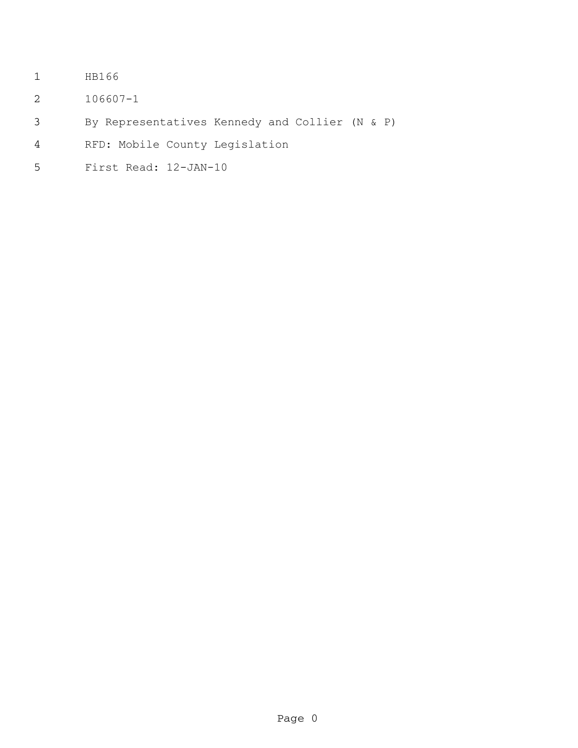HB166

106607-1

By Representatives Kennedy and Collier (N & P)

RFD: Mobile County Legislation

First Read: 12-JAN-10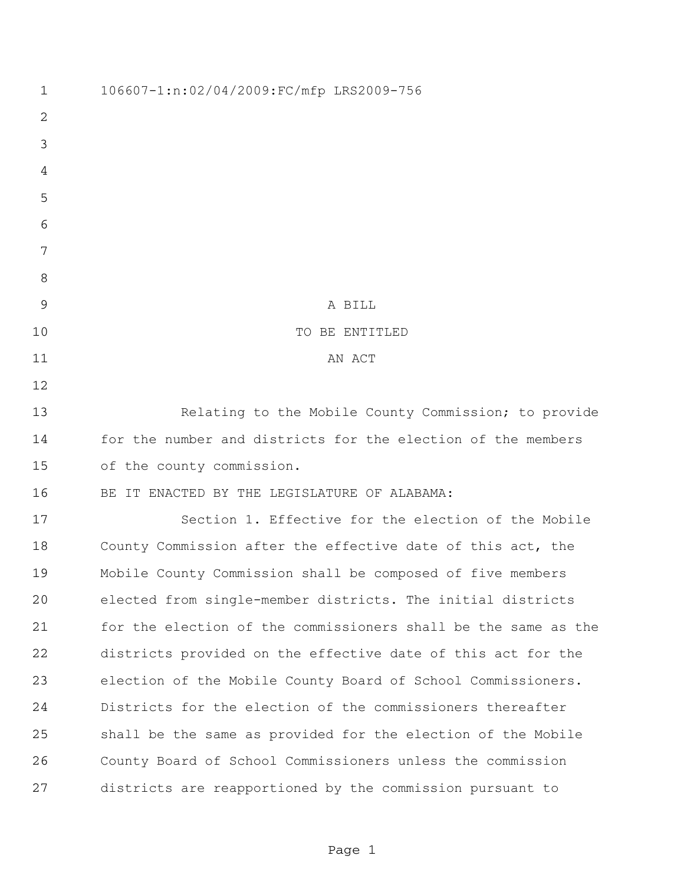106607-1:n:02/04/2009:FC/mfp LRS2009-756

A BILL

TO BE ENTITLED

AN ACT

Relating to the Mobile County Commission; to provide for the number and districts for the election of the members of the county commission.

BE IT ENACTED BY THE LEGISLATURE OF ALABAMA:

Section 1. Effective for the election of the Mobile County Commission after the effective date of this act, the Mobile County Commission shall be composed of five members elected from single-member districts. The initial districts for the election of the commissioners shall be the same as the districts provided on the effective date of this act for the election of the Mobile County Board of School Commissioners. Districts for the election of the commissioners thereafter shall be the same as provided for the election of the Mobile County Board of School Commissioners unless the commission districts are reapportioned by the commission pursuant to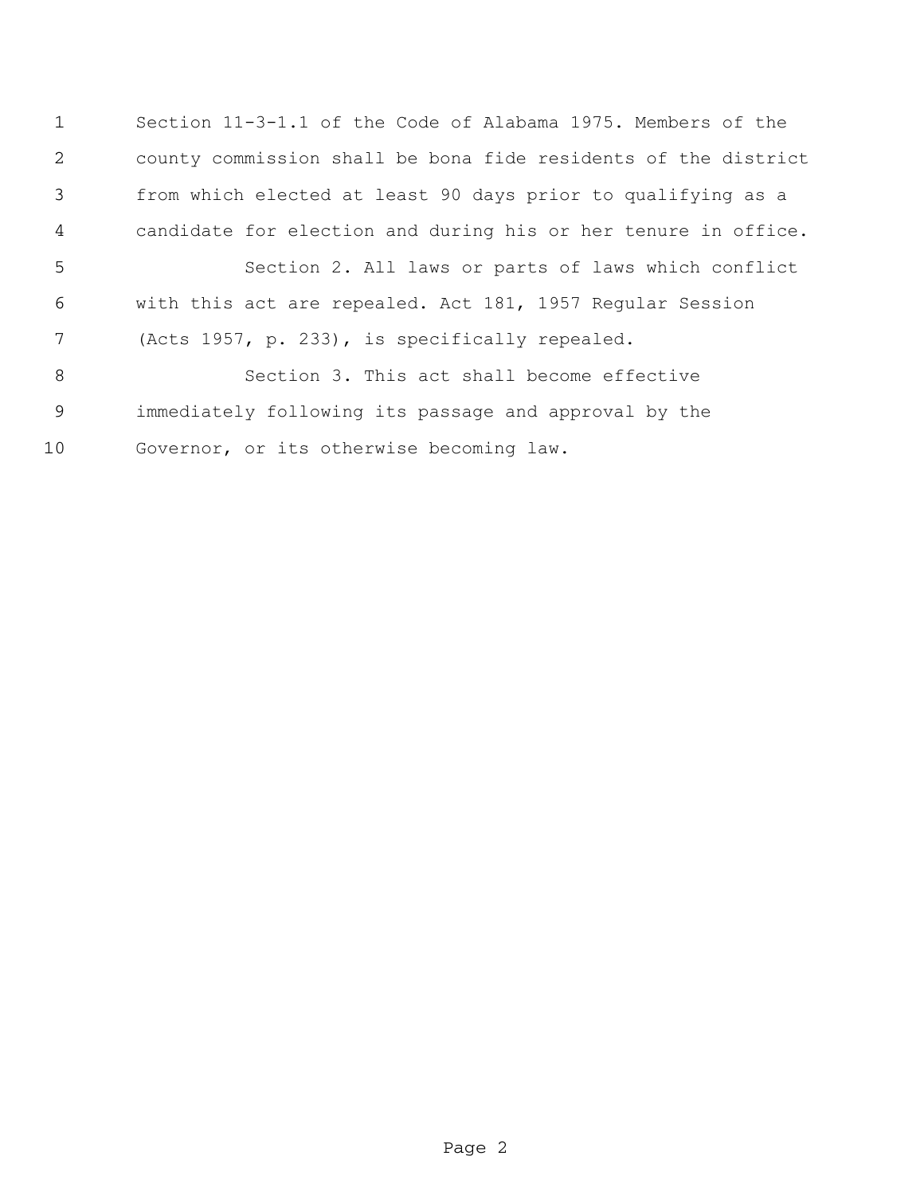Section 11-3-1.1 of the Code of Alabama 1975. Members of the county commission shall be bona fide residents of the district from which elected at least 90 days prior to qualifying as a candidate for election and during his or her tenure in office.

Section 2. All laws or parts of laws which conflict with this act are repealed. Act 181, 1957 Regular Session (Acts 1957, p. 233), is specifically repealed.

Section 3. This act shall become effective immediately following its passage and approval by the Governor, or its otherwise becoming law.